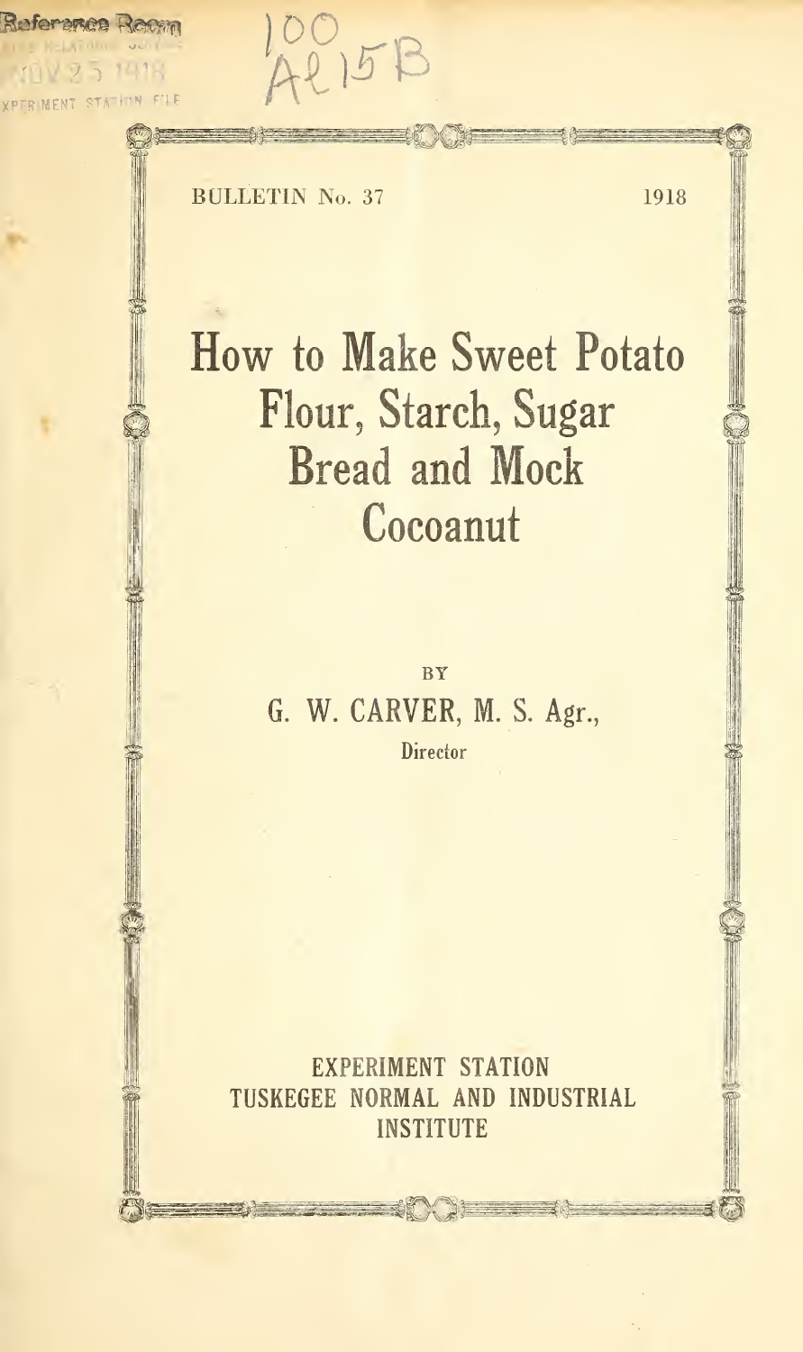Reference Room

NOV 25 1918

EXPERIMENT STATION FILE

100
Al15B

BULLETIN No. 37 1918

# How to Make Sweet Potato Flour, Starch, Sugar Bread and Mock Cocoanut

BY

G. W. CARVER, M. S. Agr.,

Director

EXPERIMENT STATION
TUSKEGEE NORMAL AND INDUSTRIAL INSTITUTE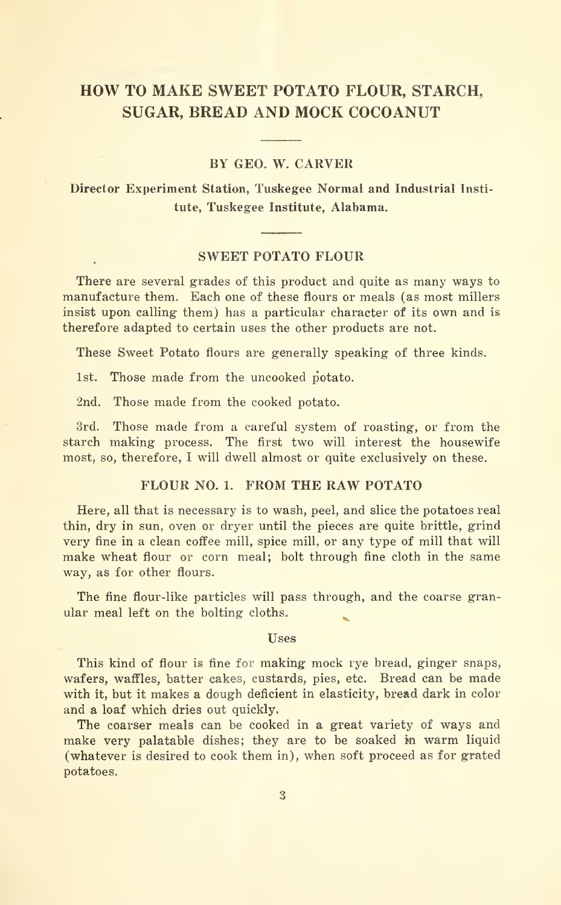# HOW TO MAKE SWEET POTATO FLOUR, STARCH, SUGAR, BREAD AND MOCK COCOANUT

BY GEO. W. CARVER

Director Experiment Station, Tuskegee Normal and Industrial Institute, Tuskegee Institute, Alabama.

## SWEET POTATO FLOUR

There are several grades of this product and quite as many ways to manufacture them. Each one of these flours or meals (as most millers insist upon calling them) has a particular character of its own and is therefore adapted to certain uses the other products are not.

These Sweet Potato flours are generally speaking of three kinds.

1st. Those made from the uncooked potato.

2nd. Those made from the cooked potato.

3rd. Those made from a careful system of roasting, or from the starch making process. The first two will interest the housewife most, so, therefore, I will dwell almost or quite exclusively on these.

### FLOUR NO. 1. FROM THE RAW POTATO

Here, all that is necessary is to wash, peel, and slice the potatoes real thin, dry in sun, oven or dryer until the pieces are quite brittle, grind very fine in a clean coffee mill, spice mill, or any type of mill that will make wheat flour or corn meal; bolt through fine cloth in the same way, as for other flours.

The fine flour-like particles will pass through, and the coarse granular meal left on the bolting cloths.

#### Uses

This kind of flour is fine for making mock rye bread, ginger snaps, wafers, waffles, batter cakes, custards, pies, etc. Bread can be made with it, but it makes a dough deficient in elasticity, bread dark in color and a loaf which dries out quickly.

The coarser meals can be cooked in a great variety of ways and make very palatable dishes; they are to be soaked in warm liquid (whatever is desired to cook them in), when soft proceed as for grated potatoes.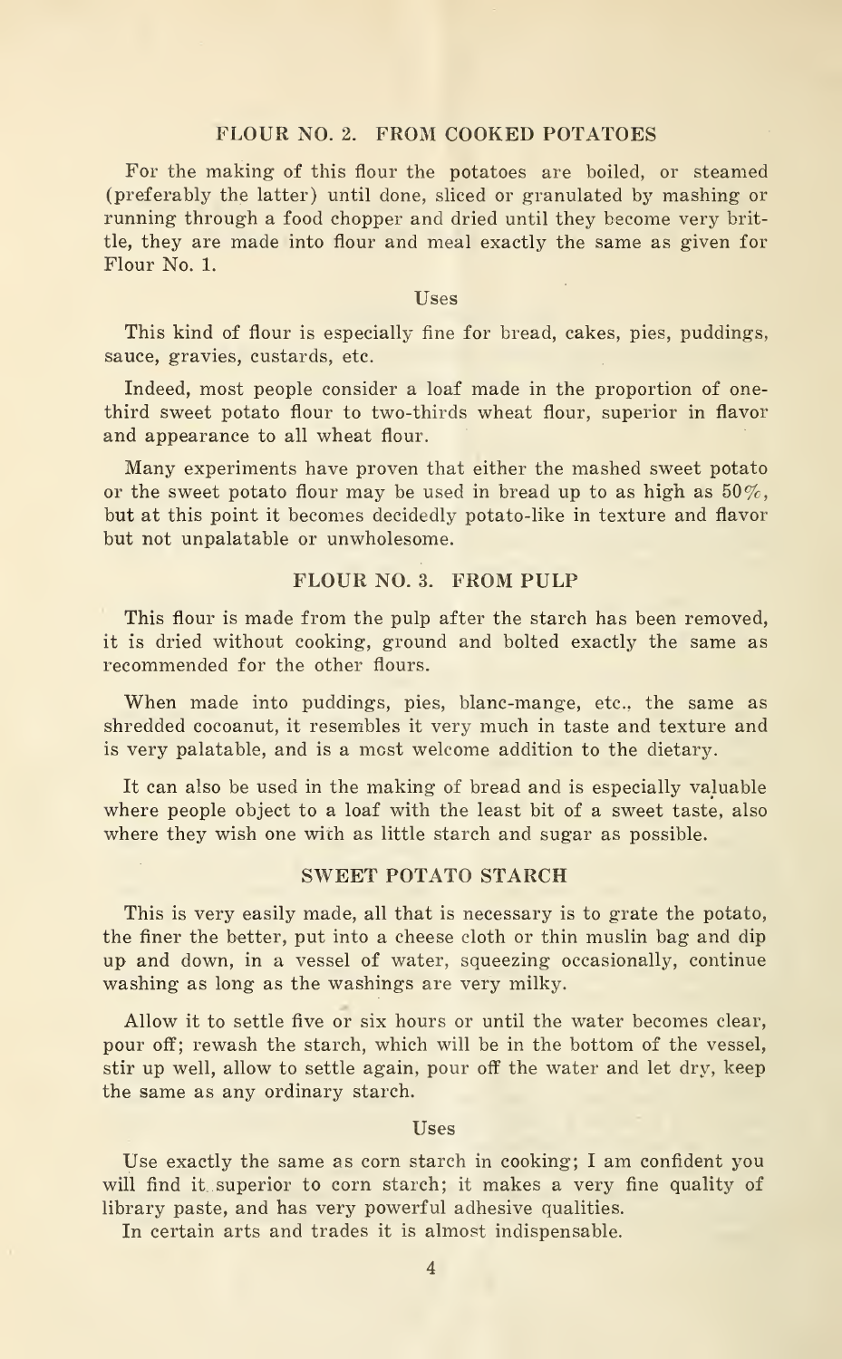## FLOUR NO. 2. FROM COOKED POTATOES

For the making of this flour the potatoes are boiled, or steamed (preferably the latter) until done, sliced or granulated by mashing or running through a food chopper and dried until they become very brittle, they are made into flour and meal exactly the same as given for Flour No. 1.

### Uses

This kind of flour is especially fine for bread, cakes, pies, puddings, sauce, gravies, custards, etc.

Indeed, most people consider a loaf made in the proportion of one-third sweet potato flour to two-thirds wheat flour, superior in flavor and appearance to all wheat flour.

Many experiments have proven that either the mashed sweet potato or the sweet potato flour may be used in bread up to as high as 50%, but at this point it becomes decidedly potato-like in texture and flavor but not unpalatable or unwholesome.

## FLOUR NO. 3. FROM PULP

This flour is made from the pulp after the starch has been removed, it is dried without cooking, ground and bolted exactly the same as recommended for the other flours.

When made into puddings, pies, blanc-mange, etc., the same as shredded cocoanut, it resembles it very much in taste and texture and is very palatable, and is a most welcome addition to the dietary.

It can also be used in the making of bread and is especially valuable where people object to a loaf with the least bit of a sweet taste, also where they wish one with as little starch and sugar as possible.

## SWEET POTATO STARCH

This is very easily made, all that is necessary is to grate the potato, the finer the better, put into a cheese cloth or thin muslin bag and dip up and down, in a vessel of water, squeezing occasionally, continue washing as long as the washings are very milky.

Allow it to settle five or six hours or until the water becomes clear, pour off; rewash the starch, which will be in the bottom of the vessel, stir up well, allow to settle again, pour off the water and let dry, keep the same as any ordinary starch.

### Uses

Use exactly the same as corn starch in cooking; I am confident you will find it superior to corn starch; it makes a very fine quality of library paste, and has very powerful adhesive qualities.

In certain arts and trades it is almost indispensable.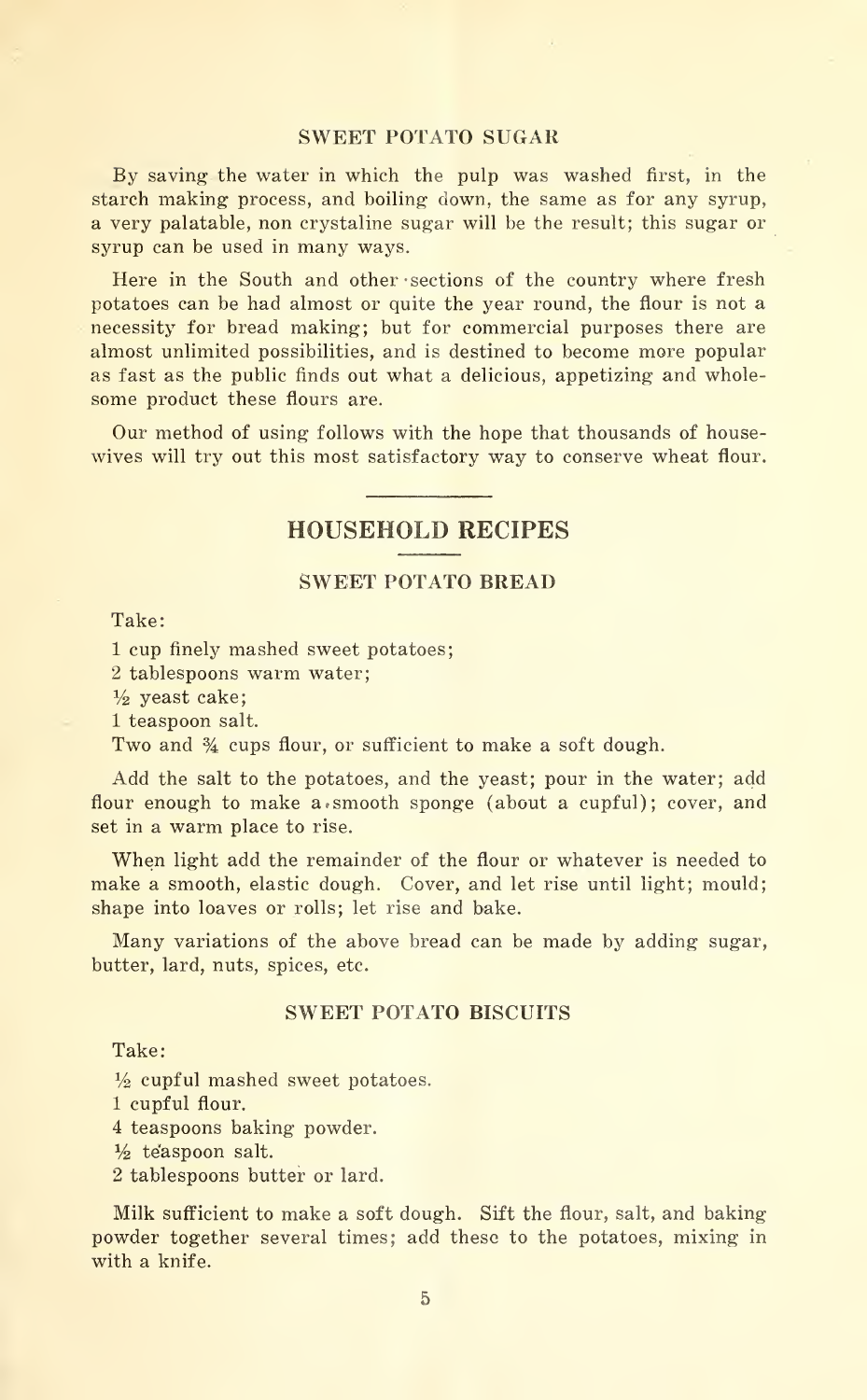### SWEET POTATO SUGAR

By saving the water in which the pulp was washed first, in the starch making process, and boiling down, the same as for any syrup, a very palatable, non crystaline sugar will be the result; this sugar or syrup can be used in many ways.

Here in the South and other sections of the country where fresh potatoes can be had almost or quite the year round, the flour is not a necessity for bread making; but for commercial purposes there are almost unlimited possibilities, and is destined to become more popular as fast as the public finds out what a delicious, appetizing and wholesome product these flours are.

Our method of using follows with the hope that thousands of housewives will try out this most satisfactory way to conserve wheat flour.

## HOUSEHOLD RECIPES

### SWEET POTATO BREAD

Take:

1 cup finely mashed sweet potatoes;
2 tablespoons warm water;
½ yeast cake;
1 teaspoon salt.
Two and ¾ cups flour, or sufficient to make a soft dough.

Add the salt to the potatoes, and the yeast; pour in the water; add flour enough to make a smooth sponge (about a cupful); cover, and set in a warm place to rise.

When light add the remainder of the flour or whatever is needed to make a smooth, elastic dough. Cover, and let rise until light; mould; shape into loaves or rolls; let rise and bake.

Many variations of the above bread can be made by adding sugar, butter, lard, nuts, spices, etc.

### SWEET POTATO BISCUITS

Take:

½ cupful mashed sweet potatoes.
1 cupful flour.
4 teaspoons baking powder.
½ teaspoon salt.
2 tablespoons butter or lard.

Milk sufficient to make a soft dough. Sift the flour, salt, and baking powder together several times; add these to the potatoes, mixing in with a knife.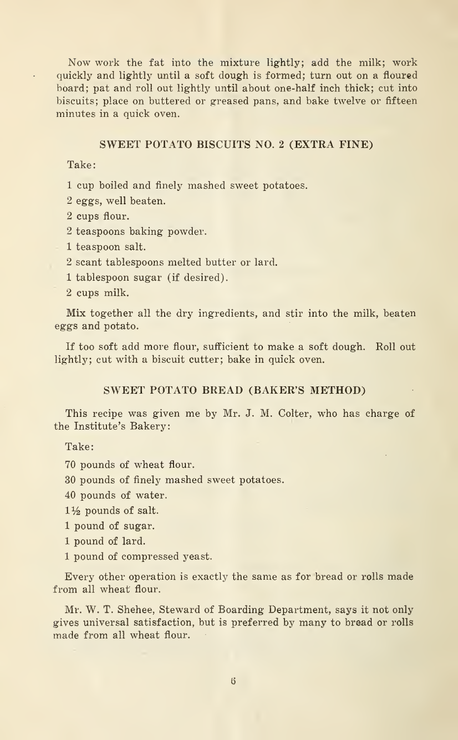Now work the fat into the mixture lightly; add the milk; work quickly and lightly until a soft dough is formed; turn out on a floured board; pat and roll out lightly until about one-half inch thick; cut into biscuits; place on buttered or greased pans, and bake twelve or fifteen minutes in a quick oven.

### SWEET POTATO BISCUITS NO. 2 (EXTRA FINE)

Take:

1 cup boiled and finely mashed sweet potatoes.

2 eggs, well beaten.

2 cups flour.

2 teaspoons baking powder.

1 teaspoon salt.

2 scant tablespoons melted butter or lard.

1 tablespoon sugar (if desired).

2 cups milk.

Mix together all the dry ingredients, and stir into the milk, beaten eggs and potato.

If too soft add more flour, sufficient to make a soft dough. Roll out lightly; cut with a biscuit cutter; bake in quick oven.

### SWEET POTATO BREAD (BAKER'S METHOD)

This recipe was given me by Mr. J. M. Colter, who has charge of the Institute's Bakery:

Take:

70 pounds of wheat flour.

30 pounds of finely mashed sweet potatoes.

40 pounds of water.

1½ pounds of salt.

1 pound of sugar.

1 pound of lard.

1 pound of compressed yeast.

Every other operation is exactly the same as for bread or rolls made from all wheat flour.

Mr. W. T. Shehee, Steward of Boarding Department, says it not only gives universal satisfaction, but is preferred by many to bread or rolls made from all wheat flour.